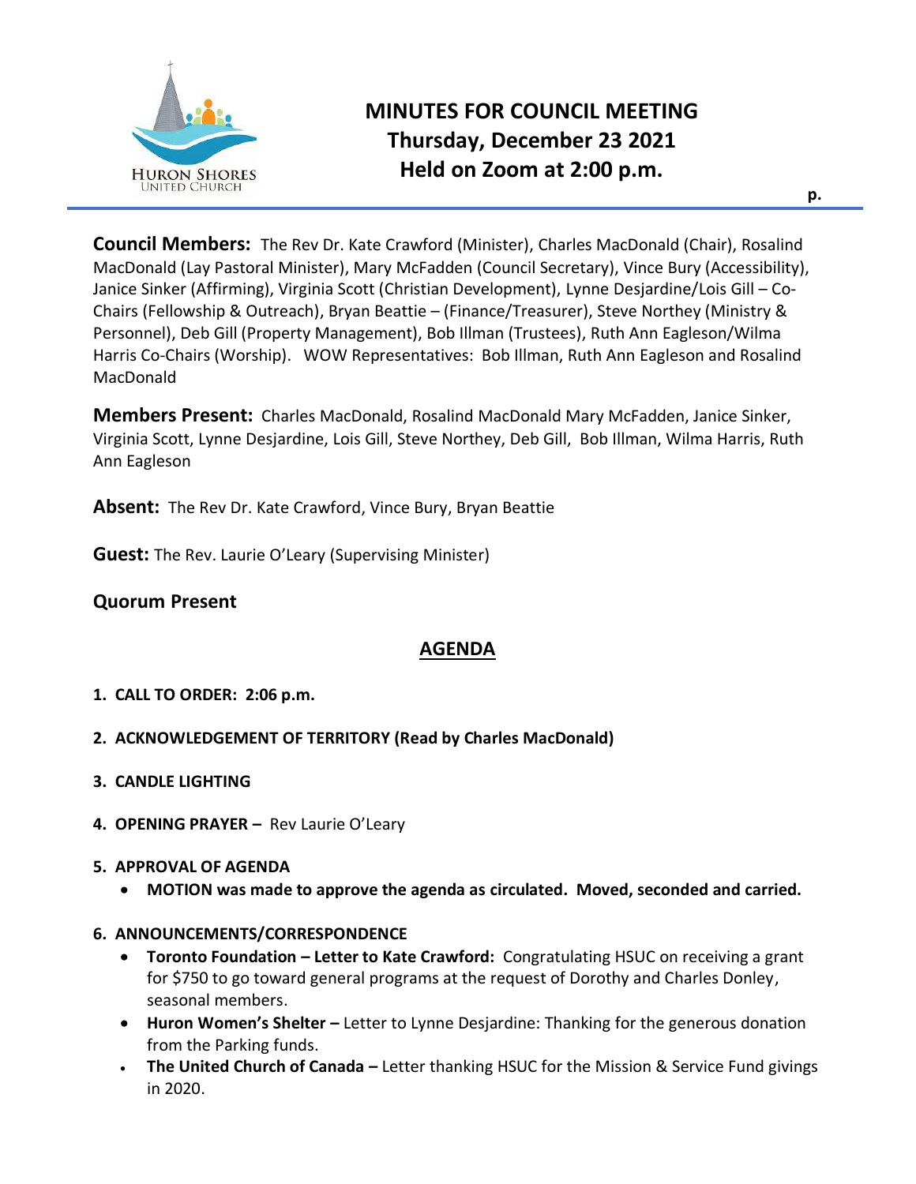# MINUTES FOR COUNCIL MEETING
## Thursday, December 23 2021
## Held on Zoom at 2:00 p.m.

**Council Members:** The Rev Dr. Kate Crawford (Minister), Charles MacDonald (Chair), Rosalind MacDonald (Lay Pastoral Minister), Mary McFadden (Council Secretary), Vince Bury (Accessibility), Janice Sinker (Affirming), Virginia Scott (Christian Development), Lynne Desjardine/Lois Gill – Co-Chairs (Fellowship & Outreach), Bryan Beattie – (Finance/Treasurer), Steve Northey (Ministry & Personnel), Deb Gill (Property Management), Bob Illman (Trustees), Ruth Ann Eagleson/Wilma Harris Co-Chairs (Worship). WOW Representatives: Bob Illman, Ruth Ann Eagleson and Rosalind MacDonald

**Members Present:** Charles MacDonald, Rosalind MacDonald Mary McFadden, Janice Sinker, Virginia Scott, Lynne Desjardine, Lois Gill, Steve Northey, Deb Gill, Bob Illman, Wilma Harris, Ruth Ann Eagleson

**Absent:** The Rev Dr. Kate Crawford, Vince Bury, Bryan Beattie

**Guest:** The Rev. Laurie O'Leary (Supervising Minister)

**Quorum Present**

## AGENDA

1. **CALL TO ORDER: 2:06 p.m.**

2. **ACKNOWLEDGEMENT OF TERRITORY (Read by Charles MacDonald)**

3. **CANDLE LIGHTING**

4. **OPENING PRAYER –** Rev Laurie O'Leary

5. **APPROVAL OF AGENDA**
   - **MOTION was made to approve the agenda as circulated. Moved, seconded and carried.**

6. **ANNOUNCEMENTS/CORRESPONDENCE**
   - **Toronto Foundation – Letter to Kate Crawford:** Congratulating HSUC on receiving a grant for $750 to go toward general programs at the request of Dorothy and Charles Donley, seasonal members.
   - **Huron Women's Shelter –** Letter to Lynne Desjardine: Thanking for the generous donation from the Parking funds.
   - **The United Church of Canada –** Letter thanking HSUC for the Mission & Service Fund givings in 2020.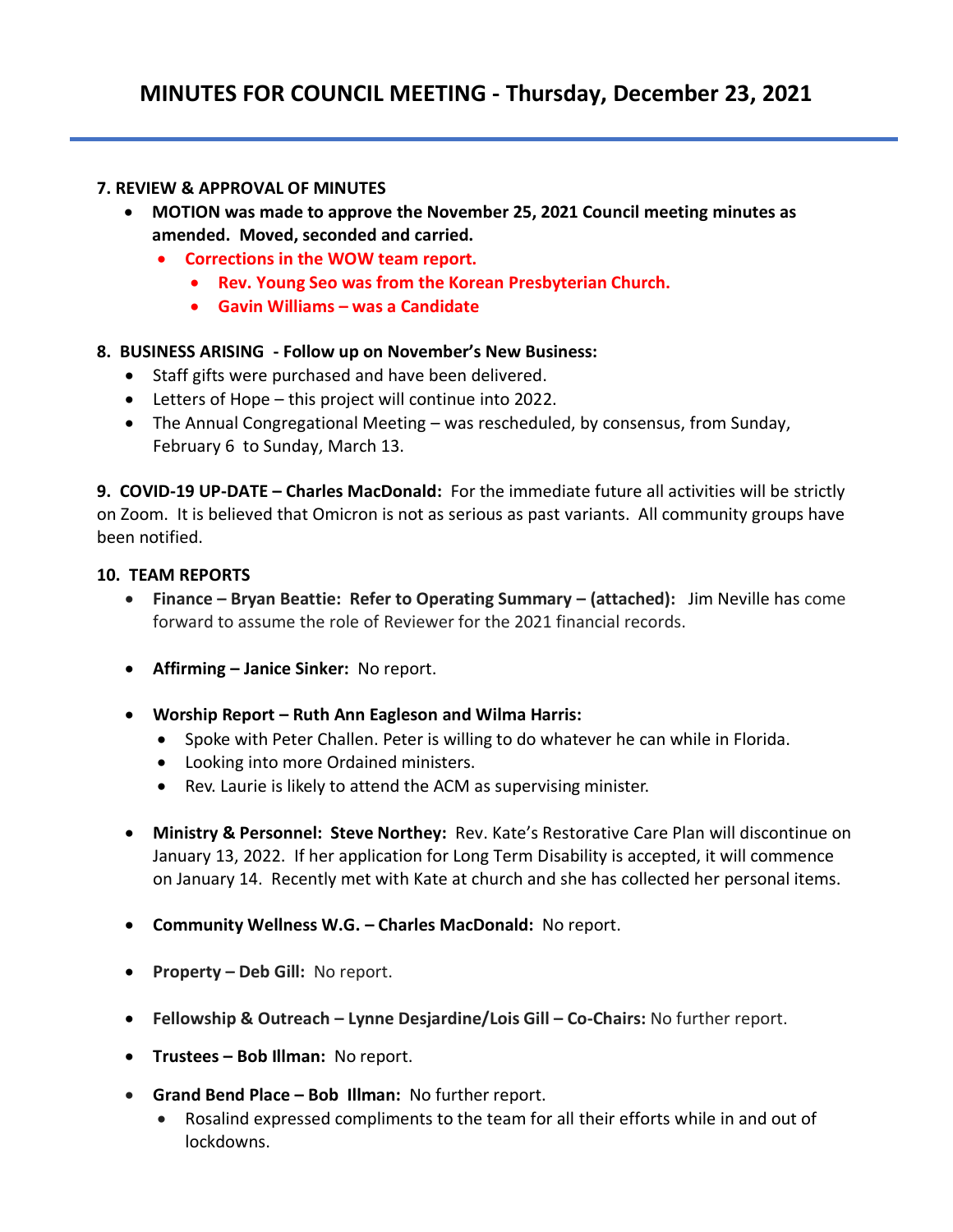# MINUTES FOR COUNCIL MEETING - Thursday, December 23, 2021

**7. REVIEW & APPROVAL OF MINUTES**

- **MOTION was made to approve the November 25, 2021 Council meeting minutes as amended. Moved, seconded and carried.**
  - **Corrections in the WOW team report.**
    - **Rev. Young Seo was from the Korean Presbyterian Church.**
    - **Gavin Williams – was a Candidate**

**8. BUSINESS ARISING - Follow up on November's New Business:**

- Staff gifts were purchased and have been delivered.
- Letters of Hope – this project will continue into 2022.
- The Annual Congregational Meeting – was rescheduled, by consensus, from Sunday, February 6 to Sunday, March 13.

**9. COVID-19 UP-DATE – Charles MacDonald:** For the immediate future all activities will be strictly on Zoom. It is believed that Omicron is not as serious as past variants. All community groups have been notified.

**10. TEAM REPORTS**

- **Finance – Bryan Beattie: Refer to Operating Summary – (attached):** Jim Neville has come forward to assume the role of Reviewer for the 2021 financial records.

- **Affirming – Janice Sinker:** No report.

- **Worship Report – Ruth Ann Eagleson and Wilma Harris:**
  - Spoke with Peter Challen. Peter is willing to do whatever he can while in Florida.
  - Looking into more Ordained ministers.
  - Rev. Laurie is likely to attend the ACM as supervising minister.

- **Ministry & Personnel: Steve Northey:** Rev. Kate's Restorative Care Plan will discontinue on January 13, 2022. If her application for Long Term Disability is accepted, it will commence on January 14. Recently met with Kate at church and she has collected her personal items.

- **Community Wellness W.G. – Charles MacDonald:** No report.

- **Property – Deb Gill:** No report.

- **Fellowship & Outreach – Lynne Desjardine/Lois Gill – Co-Chairs:** No further report.

- **Trustees – Bob Illman:** No report.

- **Grand Bend Place – Bob Illman:** No further report.
  - Rosalind expressed compliments to the team for all their efforts while in and out of lockdowns.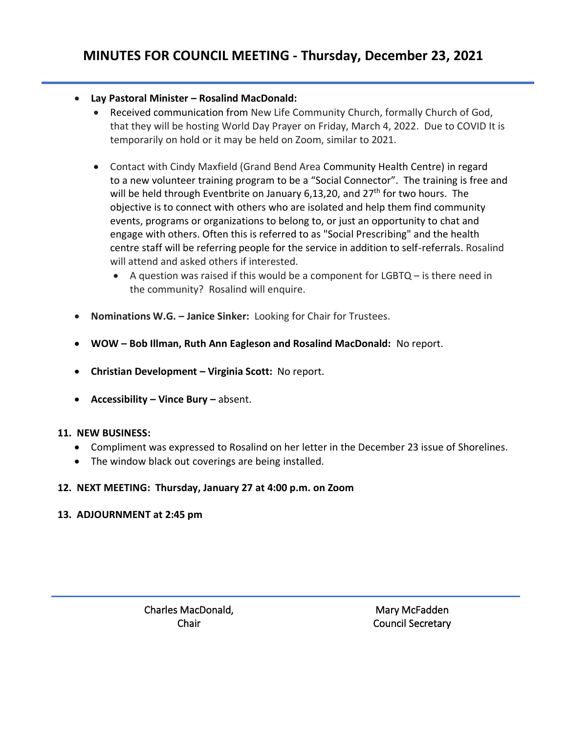# MINUTES FOR COUNCIL MEETING - Thursday, December 23, 2021

- **Lay Pastoral Minister – Rosalind MacDonald:**
  - Received communication from New Life Community Church, formally Church of God, that they will be hosting World Day Prayer on Friday, March 4, 2022. Due to COVID It is temporarily on hold or it may be held on Zoom, similar to 2021.
  - Contact with Cindy Maxfield (Grand Bend Area Community Health Centre) in regard to a new volunteer training program to be a "Social Connector". The training is free and will be held through Eventbrite on January 6,13,20, and 27th for two hours. The objective is to connect with others who are isolated and help them find community events, programs or organizations to belong to, or just an opportunity to chat and engage with others. Often this is referred to as "Social Prescribing" and the health centre staff will be referring people for the service in addition to self-referrals. Rosalind will attend and asked others if interested.
    - A question was raised if this would be a component for LGBTQ – is there need in the community? Rosalind will enquire.
- **Nominations W.G. – Janice Sinker:** Looking for Chair for Trustees.
- **WOW – Bob Illman, Ruth Ann Eagleson and Rosalind MacDonald:** No report.
- **Christian Development – Virginia Scott:** No report.
- **Accessibility – Vince Bury –** absent.

**11. NEW BUSINESS:**

- Compliment was expressed to Rosalind on her letter in the December 23 issue of Shorelines.
- The window black out coverings are being installed.

**12. NEXT MEETING: Thursday, January 27 at 4:00 p.m. on Zoom**

**13. ADJOURNMENT at 2:45 pm**

Charles MacDonald,
Chair

Mary McFadden
Council Secretary